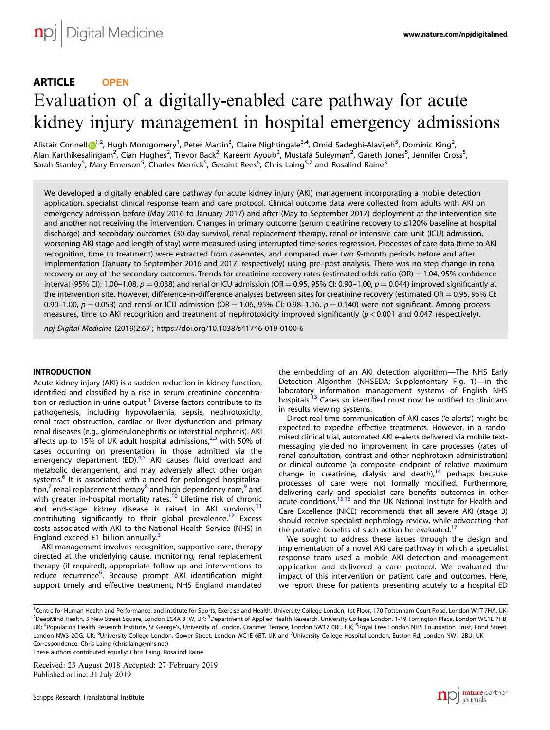ARTICLE OPEN

# Evaluation of a digitally-enabled care pathway for acute kidney injury management in hospital emergency admissions

Alistair Connell[1,2], Hugh Montgomery[1], Peter Martin[3], Claire Nightingale[3,4], Omid Sadeghi-Alavijeh[5], Dominic King[2], Alan Karthikesalingam[2], Cian Hughes[2], Trevor Back[2], Kareem Ayoub[2], Mustafa Suleyman[2], Gareth Jones[5], Jennifer Cross[5], Sarah Stanley[5], Mary Emerson[5], Charles Merrick[5], Geraint Rees[6], Chris Laing[5,7] and Rosalind Raine[3]

We developed a digitally enabled care pathway for acute kidney injury (AKI) management incorporating a mobile detection application, specialist clinical response team and care protocol. Clinical outcome data were collected from adults with AKI on emergency admission before (May 2016 to January 2017) and after (May to September 2017) deployment at the intervention site and another not receiving the intervention. Changes in primary outcome (serum creatinine recovery to ≤120% baseline at hospital discharge) and secondary outcomes (30-day survival, renal replacement therapy, renal or intensive care unit (ICU) admission, worsening AKI stage and length of stay) were measured using interrupted time-series regression. Processes of care data (time to AKI recognition, time to treatment) were extracted from casenotes, and compared over two 9-month periods before and after implementation (January to September 2016 and 2017, respectively) using pre–post analysis. There was no step change in renal recovery or any of the secondary outcomes. Trends for creatinine recovery rates (estimated odds ratio (OR) = 1.04, 95% confidence interval (95% CI): 1.00–1.08, $p = 0.038$) and renal or ICU admission (OR = 0.95, 95% CI: 0.90–1.00, $p = 0.044$) improved significantly at the intervention site. However, difference-in-difference analyses between sites for creatinine recovery (estimated OR = 0.95, 95% CI: 0.90–1.00, $p = 0.053$) and renal or ICU admission (OR = 1.06, 95% CI: 0.98–1.16, $p = 0.140$) were not significant. Among process measures, time to AKI recognition and treatment of nephrotoxicity improved significantly ($p < 0.001$ and 0.047 respectively).

*npj Digital Medicine* (2019)2:67 ; https://doi.org/10.1038/s41746-019-0100-6

## INTRODUCTION

Acute kidney injury (AKI) is a sudden reduction in kidney function, identified and classified by a rise in serum creatinine concentration or reduction in urine output.[1] Diverse factors contribute to its pathogenesis, including hypovolaemia, sepsis, nephrotoxicity, renal tract obstruction, cardiac or liver dysfunction and primary renal diseases (e.g., glomerulonephritis or interstitial nephritis). AKI affects up to 15% of UK adult hospital admissions,[2,3] with 50% of cases occurring on presentation in those admitted via the emergency department (ED).[4,5] AKI causes fluid overload and metabolic derangement, and may adversely affect other organ systems.[6] It is associated with a need for prolonged hospitalisation,[7] renal replacement therapy[8] and high dependency care,[9] and with greater in-hospital mortality rates.[10] Lifetime risk of chronic and end-stage kidney disease is raised in AKI survivors,[11] contributing significantly to their global prevalence.[12] Excess costs associated with AKI to the National Health Service (NHS) in England exceed £1 billion annually.[3]

AKI management involves recognition, supportive care, therapy directed at the underlying cause, monitoring, renal replacement therapy (if required), appropriate follow-up and interventions to reduce recurrence[6]. Because prompt AKI identification might support timely and effective treatment, NHS England mandated the embedding of an AKI detection algorithm—The NHS Early Detection Algorithm (NHSEDA; Supplementary Fig. 1)—in the laboratory information management systems of English NHS hospitals.[13] Cases so identified must now be notified to clinicians in results viewing systems.

Direct real-time communication of AKI cases ('e-alerts') might be expected to expedite effective treatments. However, in a randomised clinical trial, automated AKI e-alerts delivered via mobile text-messaging yielded no improvement in care processes (rates of renal consultation, contrast and other nephrotoxin administration) or clinical outcome (a composite endpoint of relative maximum change in creatinine, dialysis and death),[14] perhaps because processes of care were not formally modified. Furthermore, delivering early and specialist care benefits outcomes in other acute conditions,[15,16] and the UK National Institute for Health and Care Excellence (NICE) recommends that all severe AKI (stage 3) should receive specialist nephrology review, while advocating that the putative benefits of such action be evaluated.[17]

We sought to address these issues through the design and implementation of a novel AKI care pathway in which a specialist response team used a mobile AKI detection and management application and delivered a care protocol. We evaluated the impact of this intervention on patient care and outcomes. Here, we report these for patients presenting acutely to a hospital ED

[1]Centre for Human Health and Performance, and Institute for Sports, Exercise and Health, University College London, 1st Floor, 170 Tottenham Court Road, London W1T 7HA, UK; [2]DeepMind Health, 5 New Street Square, London EC4A 3TW, UK; [3]Department of Applied Health Research, University College London, 1-19 Torrington Place, London WC1E 7HB, UK; [4]Population Health Research Institute, St George's, University of London, Cranmer Terrace, London SW17 0RE, UK; [5]Royal Free London NHS Foundation Trust, Pond Street, London NW3 2QG, UK; [6]University College London, Gower Street, London WC1E 6BT, UK and [7]University College Hospital London, Euston Rd, London NW1 2BU, UK
Correspondence: Chris Laing (chris.laing@nhs.net)
These authors contributed equally: Chris Laing, Rosalind Raine

Received: 23 August 2018 Accepted: 27 February 2019
Published online: 31 July 2019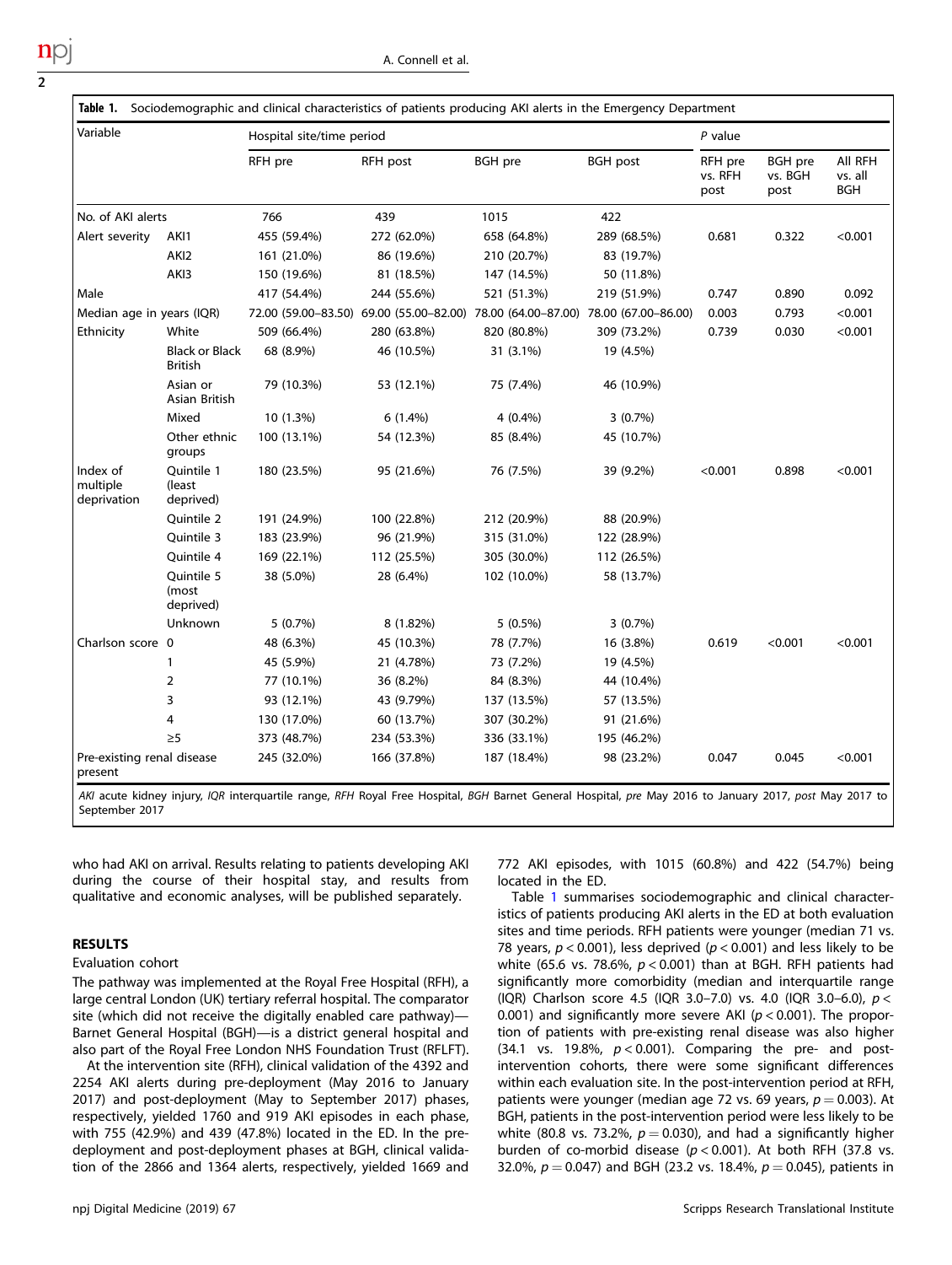**Table 1.** Sociodemographic and clinical characteristics of patients producing AKI alerts in the Emergency Department

| Variable | | Hospital site/time period | | | | P value | | |
|---|---|---|---|---|---|---|---|---|
| | | RFH pre | RFH post | BGH pre | BGH post | RFH pre vs. RFH post | BGH pre vs. BGH post | All RFH vs. all BGH |
| No. of AKI alerts | | 766 | 439 | 1015 | 422 | | | |
| Alert severity | AKI1 | 455 (59.4%) | 272 (62.0%) | 658 (64.8%) | 289 (68.5%) | 0.681 | 0.322 | <0.001 |
| | AKI2 | 161 (21.0%) | 86 (19.6%) | 210 (20.7%) | 83 (19.7%) | | | |
| | AKI3 | 150 (19.6%) | 81 (18.5%) | 147 (14.5%) | 50 (11.8%) | | | |
| Male | | 417 (54.4%) | 244 (55.6%) | 521 (51.3%) | 219 (51.9%) | 0.747 | 0.890 | 0.092 |
| Median age in years (IQR) | | 72.00 (59.00–83.50) | 69.00 (55.00–82.00) | 78.00 (64.00–87.00) | 78.00 (67.00–86.00) | 0.003 | 0.793 | <0.001 |
| Ethnicity | White | 509 (66.4%) | 280 (63.8%) | 820 (80.8%) | 309 (73.2%) | 0.739 | 0.030 | <0.001 |
| | Black or Black British | 68 (8.9%) | 46 (10.5%) | 31 (3.1%) | 19 (4.5%) | | | |
| | Asian or Asian British | 79 (10.3%) | 53 (12.1%) | 75 (7.4%) | 46 (10.9%) | | | |
| | Mixed | 10 (1.3%) | 6 (1.4%) | 4 (0.4%) | 3 (0.7%) | | | |
| | Other ethnic groups | 100 (13.1%) | 54 (12.3%) | 85 (8.4%) | 45 (10.7%) | | | |
| Index of multiple deprivation | Quintile 1 (least deprived) | 180 (23.5%) | 95 (21.6%) | 76 (7.5%) | 39 (9.2%) | <0.001 | 0.898 | <0.001 |
| | Quintile 2 | 191 (24.9%) | 100 (22.8%) | 212 (20.9%) | 88 (20.9%) | | | |
| | Quintile 3 | 183 (23.9%) | 96 (21.9%) | 315 (31.0%) | 122 (28.9%) | | | |
| | Quintile 4 | 169 (22.1%) | 112 (25.5%) | 305 (30.0%) | 112 (26.5%) | | | |
| | Quintile 5 (most deprived) | 38 (5.0%) | 28 (6.4%) | 102 (10.0%) | 58 (13.7%) | | | |
| | Unknown | 5 (0.7%) | 8 (1.82%) | 5 (0.5%) | 3 (0.7%) | | | |
| Charlson score | 0 | 48 (6.3%) | 45 (10.3%) | 78 (7.7%) | 16 (3.8%) | 0.619 | <0.001 | <0.001 |
| | 1 | 45 (5.9%) | 21 (4.78%) | 73 (7.2%) | 19 (4.5%) | | | |
| | 2 | 77 (10.1%) | 36 (8.2%) | 84 (8.3%) | 44 (10.4%) | | | |
| | 3 | 93 (12.1%) | 43 (9.79%) | 137 (13.5%) | 57 (13.5%) | | | |
| | 4 | 130 (17.0%) | 60 (13.7%) | 307 (30.2%) | 91 (21.6%) | | | |
| | ≥5 | 373 (48.7%) | 234 (53.3%) | 336 (33.1%) | 195 (46.2%) | | | |
| Pre-existing renal disease present | | 245 (32.0%) | 166 (37.8%) | 187 (18.4%) | 98 (23.2%) | 0.047 | 0.045 | <0.001 |

*AKI* acute kidney injury, *IQR* interquartile range, *RFH* Royal Free Hospital, *BGH* Barnet General Hospital, *pre* May 2016 to January 2017, *post* May 2017 to September 2017

who had AKI on arrival. Results relating to patients developing AKI during the course of their hospital stay, and results from qualitative and economic analyses, will be published separately.

## RESULTS

### Evaluation cohort

The pathway was implemented at the Royal Free Hospital (RFH), a large central London (UK) tertiary referral hospital. The comparator site (which did not receive the digitally enabled care pathway)—Barnet General Hospital (BGH)—is a district general hospital and also part of the Royal Free London NHS Foundation Trust (RFLFT).

At the intervention site (RFH), clinical validation of the 4392 and 2254 AKI alerts during pre-deployment (May 2016 to January 2017) and post-deployment (May to September 2017) phases, respectively, yielded 1760 and 919 AKI episodes in each phase, with 755 (42.9%) and 439 (47.8%) located in the ED. In the pre-deployment and post-deployment phases at BGH, clinical validation of the 2866 and 1364 alerts, respectively, yielded 1669 and 772 AKI episodes, with 1015 (60.8%) and 422 (54.7%) being located in the ED.

Table 1 summarises sociodemographic and clinical characteristics of patients producing AKI alerts in the ED at both evaluation sites and time periods. RFH patients were younger (median 71 vs. 78 years, $p < 0.001$), less deprived ($p < 0.001$) and less likely to be white (65.6 vs. 78.6%, $p < 0.001$) than at BGH. RFH patients had significantly more comorbidity (median and interquartile range (IQR) Charlson score 4.5 (IQR 3.0–7.0) vs. 4.0 (IQR 3.0–6.0), $p <$ 0.001) and significantly more severe AKI ($p < 0.001$). The proportion of patients with pre-existing renal disease was also higher (34.1 vs. 19.8%, $p < 0.001$). Comparing the pre- and post-intervention cohorts, there were some significant differences within each evaluation site. In the post-intervention period at RFH, patients were younger (median age 72 vs. 69 years, $p = 0.003$). At BGH, patients in the post-intervention period were less likely to be white (80.8 vs. 73.2%, $p = 0.030$), and had a significantly higher burden of co-morbid disease ($p < 0.001$). At both RFH (37.8 vs. 32.0%, $p = 0.047$) and BGH (23.2 vs. 18.4%, $p = 0.045$), patients in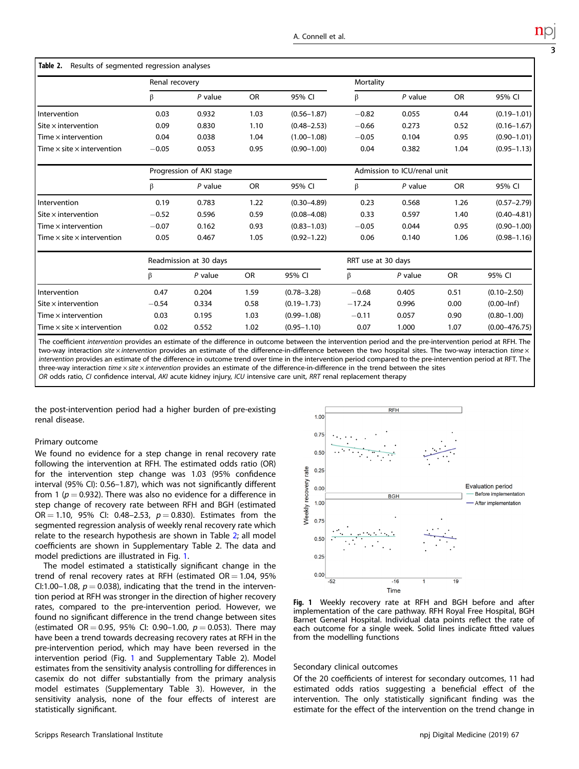**Table 2.** Results of segmented regression analyses

| | Renal recovery | | | | Mortality | | | |
|---|---|---|---|---|---|---|---|---|
| | β | *P* value | OR | 95% CI | β | *P* value | OR | 95% CI |
| Intervention | 0.03 | 0.932 | 1.03 | (0.56–1.87) | −0.82 | 0.055 | 0.44 | (0.19–1.01) |
| Site × intervention | 0.09 | 0.830 | 1.10 | (0.48–2.53) | −0.66 | 0.273 | 0.52 | (0.16–1.67) |
| Time × intervention | 0.04 | 0.038 | 1.04 | (1.00–1.08) | −0.05 | 0.104 | 0.95 | (0.90–1.01) |
| Time × site × intervention | −0.05 | 0.053 | 0.95 | (0.90–1.00) | 0.04 | 0.382 | 1.04 | (0.95–1.13) |
| | **Progression of AKI stage** | | | | **Admission to ICU/renal unit** | | | |
| | β | *P* value | OR | 95% CI | β | *P* value | OR | 95% CI |
| Intervention | 0.19 | 0.783 | 1.22 | (0.30–4.89) | 0.23 | 0.568 | 1.26 | (0.57–2.79) |
| Site × intervention | −0.52 | 0.596 | 0.59 | (0.08–4.08) | 0.33 | 0.597 | 1.40 | (0.40–4.81) |
| Time × intervention | −0.07 | 0.162 | 0.93 | (0.83–1.03) | −0.05 | 0.044 | 0.95 | (0.90–1.00) |
| Time × site × intervention | 0.05 | 0.467 | 1.05 | (0.92–1.22) | 0.06 | 0.140 | 1.06 | (0.98–1.16) |
| | **Readmission at 30 days** | | | | **RRT use at 30 days** | | | |
| | β | *P* value | OR | 95% CI | β | *P* value | OR | 95% CI |
| Intervention | 0.47 | 0.204 | 1.59 | (0.78–3.28) | −0.68 | 0.405 | 0.51 | (0.10–2.50) |
| Site × intervention | −0.54 | 0.334 | 0.58 | (0.19–1.73) | −17.24 | 0.996 | 0.00 | (0.00–Inf) |
| Time × intervention | 0.03 | 0.195 | 1.03 | (0.99–1.08) | −0.11 | 0.057 | 0.90 | (0.80–1.00) |
| Time × site × intervention | 0.02 | 0.552 | 1.02 | (0.95–1.10) | 0.07 | 1.000 | 1.07 | (0.00–476.75) |

The coefficient *intervention* provides an estimate of the difference in outcome between the intervention period and the pre-intervention period at RFH. The two-way interaction *site × intervention* provides an estimate of the difference-in-difference between the two hospital sites. The two-way interaction *time × intervention* provides an estimate of the difference in outcome trend over time in the intervention period compared to the pre-intervention period at RFT. The three-way interaction *time × site × intervention* provides an estimate of the difference-in-difference in the trend between the sites
*OR* odds ratio, *CI* confidence interval, *AKI* acute kidney injury, *ICU* intensive care unit, *RRT* renal replacement therapy

the post-intervention period had a higher burden of pre-existing renal disease.

### Primary outcome

We found no evidence for a step change in renal recovery rate following the intervention at RFH. The estimated odds ratio (OR) for the intervention step change was 1.03 (95% confidence interval (95% CI): 0.56–1.87), which was not significantly different from 1 ($p = 0.932$). There was also no evidence for a difference in step change of recovery rate between RFH and BGH (estimated OR = 1.10, 95% CI: 0.48–2.53, $p = 0.830$). Estimates from the segmented regression analysis of weekly renal recovery rate which relate to the research hypothesis are shown in Table 2; all model coefficients are shown in Supplementary Table 2. The data and model predictions are illustrated in Fig. 1.

The model estimated a statistically significant change in the trend of renal recovery rates at RFH (estimated OR = 1.04, 95% CI:1.00–1.08, $p = 0.038$), indicating that the trend in the intervention period at RFH was stronger in the direction of higher recovery rates, compared to the pre-intervention period. However, we found no significant difference in the trend change between sites (estimated OR = 0.95, 95% CI: 0.90–1.00, $p = 0.053$). There may have been a trend towards decreasing recovery rates at RFH in the pre-intervention period, which may have been reversed in the intervention period (Fig. 1 and Supplementary Table 2). Model estimates from the sensitivity analysis controlling for differences in casemix do not differ substantially from the primary analysis model estimates (Supplementary Table 3). However, in the sensitivity analysis, none of the four effects of interest are statistically significant.

**Fig. 1** Weekly recovery rate at RFH and BGH before and after implementation of the care pathway. RFH Royal Free Hospital, BGH Barnet General Hospital. Individual data points reflect the rate of each outcome for a single week. Solid lines indicate fitted values from the modelling functions

### Secondary clinical outcomes

Of the 20 coefficients of interest for secondary outcomes, 11 had estimated odds ratios suggesting a beneficial effect of the intervention. The only statistically significant finding was the estimate for the effect of the intervention on the trend change in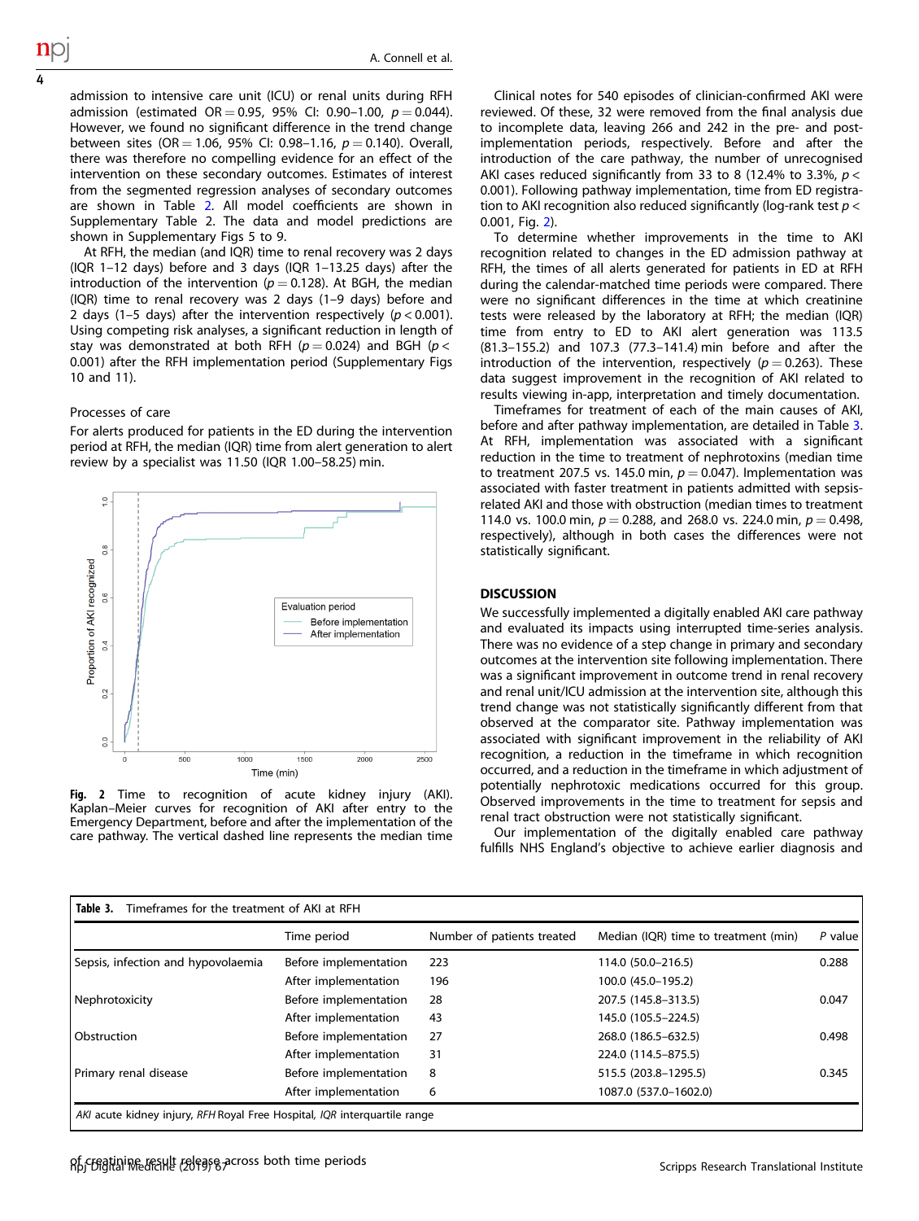admission to intensive care unit (ICU) or renal units during RFH admission (estimated OR = 0.95, 95% CI: 0.90–1.00, $p = 0.044$). However, we found no significant difference in the trend change between sites (OR = 1.06, 95% CI: 0.98–1.16, $p = 0.140$). Overall, there was therefore no compelling evidence for an effect of the intervention on these secondary outcomes. Estimates of interest from the segmented regression analyses of secondary outcomes are shown in Table 2. All model coefficients are shown in Supplementary Table 2. The data and model predictions are shown in Supplementary Figs 5 to 9.

At RFH, the median (and IQR) time to renal recovery was 2 days (IQR 1–12 days) before and 3 days (IQR 1–13.25 days) after the introduction of the intervention ($p = 0.128$). At BGH, the median (IQR) time to renal recovery was 2 days (1–9 days) before and 2 days (1–5 days) after the intervention respectively ($p < 0.001$). Using competing risk analyses, a significant reduction in length of stay was demonstrated at both RFH ($p = 0.024$) and BGH ($p < 0.001$) after the RFH implementation period (Supplementary Figs 10 and 11).

### Processes of care

For alerts produced for patients in the ED during the intervention period at RFH, the median (IQR) time from alert generation to alert review by a specialist was 11.50 (IQR 1.00–58.25) min.

**Fig. 2** Time to recognition of acute kidney injury (AKI). Kaplan–Meier curves for recognition of AKI after entry to the Emergency Department, before and after the implementation of the care pathway. The vertical dashed line represents the median time of creatinine result release across both time periods

Clinical notes for 540 episodes of clinician-confirmed AKI were reviewed. Of these, 32 were removed from the final analysis due to incomplete data, leaving 266 and 242 in the pre- and post-implementation periods, respectively. Before and after the introduction of the care pathway, the number of unrecognised AKI cases reduced significantly from 33 to 8 (12.4% to 3.3%, $p < 0.001$). Following pathway implementation, time from ED registration to AKI recognition also reduced significantly (log-rank test $p < 0.001$, Fig. 2).

To determine whether improvements in the time to AKI recognition related to changes in the ED admission pathway at RFH, the times of all alerts generated for patients in ED at RFH during the calendar-matched time periods were compared. There were no significant differences in the time at which creatinine tests were released by the laboratory at RFH; the median (IQR) time from entry to ED to AKI alert generation was 113.5 (81.3–155.2) and 107.3 (77.3–141.4) min before and after the introduction of the intervention, respectively ($p = 0.263$). These data suggest improvement in the recognition of AKI related to results viewing in-app, interpretation and timely documentation.

Timeframes for treatment of each of the main causes of AKI, before and after pathway implementation, are detailed in Table 3. At RFH, implementation was associated with a significant reduction in the time to treatment of nephrotoxins (median time to treatment 207.5 vs. 145.0 min, $p = 0.047$). Implementation was associated with faster treatment in patients admitted with sepsis-related AKI and those with obstruction (median times to treatment 114.0 vs. 100.0 min, $p = 0.288$, and 268.0 vs. 224.0 min, $p = 0.498$, respectively), although in both cases the differences were not statistically significant.

## DISCUSSION

We successfully implemented a digitally enabled AKI care pathway and evaluated its impacts using interrupted time-series analysis. There was no evidence of a step change in primary and secondary outcomes at the intervention site following implementation. There was a significant improvement in outcome trend in renal recovery and renal unit/ICU admission at the intervention site, although this trend change was not statistically significantly different from that observed at the comparator site. Pathway implementation was associated with significant improvement in the reliability of AKI recognition, a reduction in the timeframe in which recognition occurred, and a reduction in the timeframe in which adjustment of potentially nephrotoxic medications occurred for this group. Observed improvements in the time to treatment for sepsis and renal tract obstruction were not statistically significant.

Our implementation of the digitally enabled care pathway fulfills NHS England's objective to achieve earlier diagnosis and

**Table 3.** Timeframes for the treatment of AKI at RFH

| | Time period | Number of patients treated | Median (IQR) time to treatment (min) | *P* value |
|---|---|---|---|---|
| Sepsis, infection and hypovolaemia | Before implementation | 223 | 114.0 (50.0–216.5) | 0.288 |
| | After implementation | 196 | 100.0 (45.0–195.2) | |
| Nephrotoxicity | Before implementation | 28 | 207.5 (145.8–313.5) | 0.047 |
| | After implementation | 43 | 145.0 (105.5–224.5) | |
| Obstruction | Before implementation | 27 | 268.0 (186.5–632.5) | 0.498 |
| | After implementation | 31 | 224.0 (114.5–875.5) | |
| Primary renal disease | Before implementation | 8 | 515.5 (203.8–1295.5) | 0.345 |
| | After implementation | 6 | 1087.0 (537.0–1602.0) | |

*AKI* acute kidney injury, *RFH* Royal Free Hospital, *IQR* interquartile range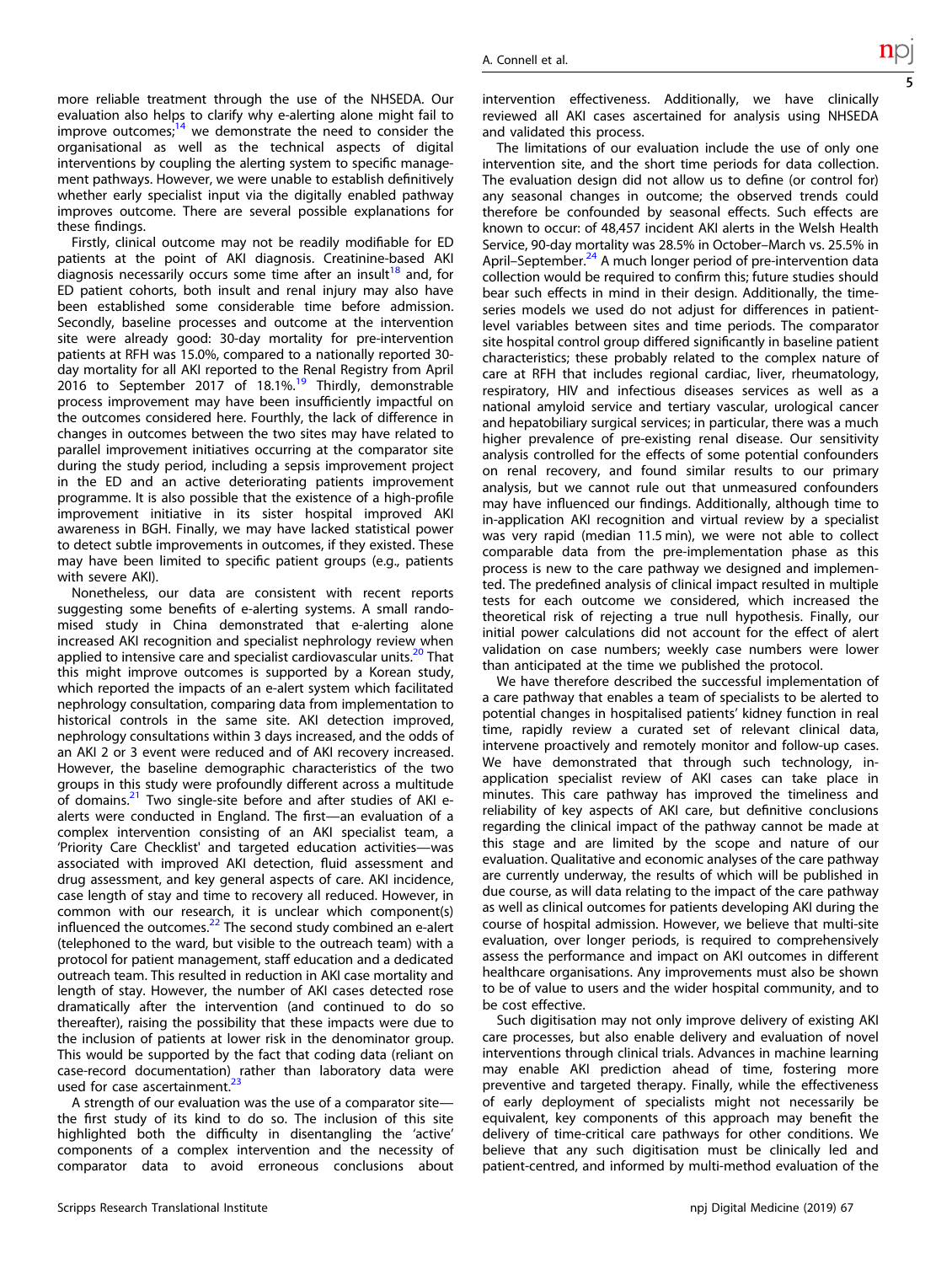more reliable treatment through the use of the NHSEDA. Our evaluation also helps to clarify why e-alerting alone might fail to improve outcomes;[14] we demonstrate the need to consider the organisational as well as the technical aspects of digital interventions by coupling the alerting system to specific management pathways. However, we were unable to establish definitively whether early specialist input via the digitally enabled pathway improves outcome. There are several possible explanations for these findings.

Firstly, clinical outcome may not be readily modifiable for ED patients at the point of AKI diagnosis. Creatinine-based AKI diagnosis necessarily occurs some time after an insult[18] and, for ED patient cohorts, both insult and renal injury may also have been established some considerable time before admission. Secondly, baseline processes and outcome at the intervention site were already good: 30-day mortality for pre-intervention patients at RFH was 15.0%, compared to a nationally reported 30-day mortality for all AKI reported to the Renal Registry from April 2016 to September 2017 of 18.1%.[19] Thirdly, demonstrable process improvement may have been insufficiently impactful on the outcomes considered here. Fourthly, the lack of difference in changes in outcomes between the two sites may have related to parallel improvement initiatives occurring at the comparator site during the study period, including a sepsis improvement project in the ED and an active deteriorating patients improvement programme. It is also possible that the existence of a high-profile improvement initiative in its sister hospital improved AKI awareness in BGH. Finally, we may have lacked statistical power to detect subtle improvements in outcomes, if they existed. These may have been limited to specific patient groups (e.g., patients with severe AKI).

Nonetheless, our data are consistent with recent reports suggesting some benefits of e-alerting systems. A small randomised study in China demonstrated that e-alerting alone increased AKI recognition and specialist nephrology review when applied to intensive care and specialist cardiovascular units.[20] That this might improve outcomes is supported by a Korean study, which reported the impacts of an e-alert system which facilitated nephrology consultation, comparing data from implementation to historical controls in the same site. AKI detection improved, nephrology consultations within 3 days increased, and the odds of an AKI 2 or 3 event were reduced and of AKI recovery increased. However, the baseline demographic characteristics of the two groups in this study were profoundly different across a multitude of domains.[21] Two single-site before and after studies of AKI e-alerts were conducted in England. The first—an evaluation of a complex intervention consisting of an AKI specialist team, a 'Priority Care Checklist' and targeted education activities—was associated with improved AKI detection, fluid assessment and drug assessment, and key general aspects of care. AKI incidence, case length of stay and time to recovery all reduced. However, in common with our research, it is unclear which component(s) influenced the outcomes.[22] The second study combined an e-alert (telephoned to the ward, but visible to the outreach team) with a protocol for patient management, staff education and a dedicated outreach team. This resulted in reduction in AKI case mortality and length of stay. However, the number of AKI cases detected rose dramatically after the intervention (and continued to do so thereafter), raising the possibility that these impacts were due to the inclusion of patients at lower risk in the denominator group. This would be supported by the fact that coding data (reliant on case-record documentation) rather than laboratory data were used for case ascertainment.[23]

A strength of our evaluation was the use of a comparator site—the first study of its kind to do so. The inclusion of this site highlighted both the difficulty in disentangling the 'active' components of a complex intervention and the necessity of comparator data to avoid erroneous conclusions about intervention effectiveness. Additionally, we have clinically reviewed all AKI cases ascertained for analysis using NHSEDA and validated this process.

The limitations of our evaluation include the use of only one intervention site, and the short time periods for data collection. The evaluation design did not allow us to define (or control for) any seasonal changes in outcome; the observed trends could therefore be confounded by seasonal effects. Such effects are known to occur: of 48,457 incident AKI alerts in the Welsh Health Service, 90-day mortality was 28.5% in October–March vs. 25.5% in April–September.[24] A much longer period of pre-intervention data collection would be required to confirm this; future studies should bear such effects in mind in their design. Additionally, the time-series models we used do not adjust for differences in patient-level variables between sites and time periods. The comparator site hospital control group differed significantly in baseline patient characteristics; these probably related to the complex nature of care at RFH that includes regional cardiac, liver, rheumatology, respiratory, HIV and infectious diseases services as well as a national amyloid service and tertiary vascular, urological cancer and hepatobiliary surgical services; in particular, there was a much higher prevalence of pre-existing renal disease. Our sensitivity analysis controlled for the effects of some potential confounders on renal recovery, and found similar results to our primary analysis, but we cannot rule out that unmeasured confounders may have influenced our findings. Additionally, although time to in-application AKI recognition and virtual review by a specialist was very rapid (median 11.5 min), we were not able to collect comparable data from the pre-implementation phase as this process is new to the care pathway we designed and implemented. The predefined analysis of clinical impact resulted in multiple tests for each outcome we considered, which increased the theoretical risk of rejecting a true null hypothesis. Finally, our initial power calculations did not account for the effect of alert validation on case numbers; weekly case numbers were lower than anticipated at the time we published the protocol.

We have therefore described the successful implementation of a care pathway that enables a team of specialists to be alerted to potential changes in hospitalised patients' kidney function in real time, rapidly review a curated set of relevant clinical data, intervene proactively and remotely monitor and follow-up cases. We have demonstrated that through such technology, in-application specialist review of AKI cases can take place in minutes. This care pathway has improved the timeliness and reliability of key aspects of AKI care, but definitive conclusions regarding the clinical impact of the pathway cannot be made at this stage and are limited by the scope and nature of our evaluation. Qualitative and economic analyses of the care pathway are currently underway, the results of which will be published in due course, as will data relating to the impact of the care pathway as well as clinical outcomes for patients developing AKI during the course of hospital admission. However, we believe that multi-site evaluation, over longer periods, is required to comprehensively assess the performance and impact on AKI outcomes in different healthcare organisations. Any improvements must also be shown to be of value to users and the wider hospital community, and to be cost effective.

Such digitisation may not only improve delivery of existing AKI care processes, but also enable delivery and evaluation of novel interventions through clinical trials. Advances in machine learning may enable AKI prediction ahead of time, fostering more preventive and targeted therapy. Finally, while the effectiveness of early deployment of specialists might not necessarily be equivalent, key components of this approach may benefit the delivery of time-critical care pathways for other conditions. We believe that any such digitisation must be clinically led and patient-centred, and informed by multi-method evaluation of the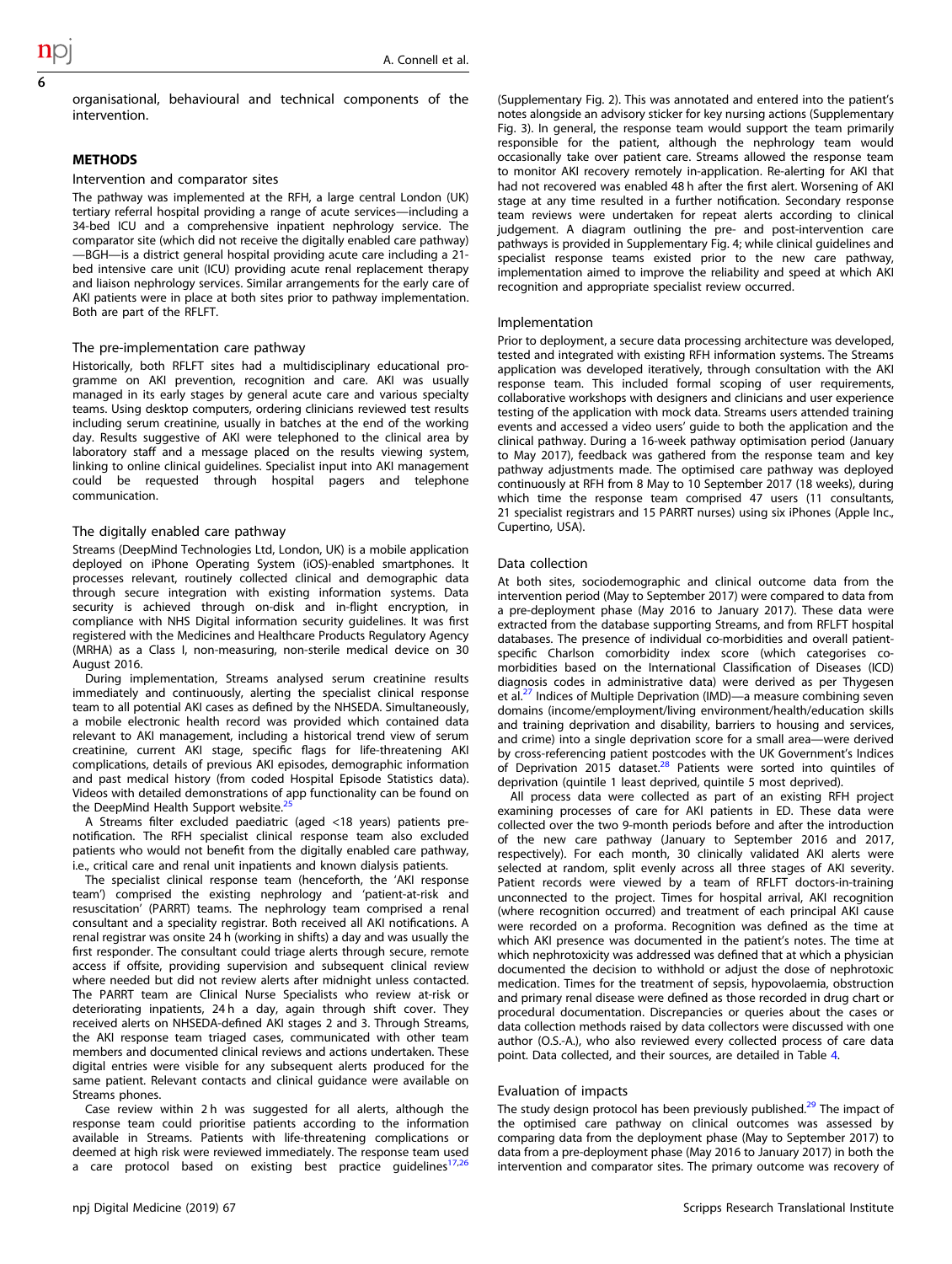organisational, behavioural and technical components of the intervention.

## METHODS

### Intervention and comparator sites

The pathway was implemented at the RFH, a large central London (UK) tertiary referral hospital providing a range of acute services—including a 34-bed ICU and a comprehensive inpatient nephrology service. The comparator site (which did not receive the digitally enabled care pathway)—BGH—is a district general hospital providing acute care including a 21-bed intensive care unit (ICU) providing acute renal replacement therapy and liaison nephrology services. Similar arrangements for the early care of AKI patients were in place at both sites prior to pathway implementation. Both are part of the RFLFT.

### The pre-implementation care pathway

Historically, both RFLFT sites had a multidisciplinary educational programme on AKI prevention, recognition and care. AKI was usually managed in its early stages by general acute care and various specialty teams. Using desktop computers, ordering clinicians reviewed test results including serum creatinine, usually in batches at the end of the working day. Results suggestive of AKI were telephoned to the clinical area by laboratory staff and a message placed on the results viewing system, linking to online clinical guidelines. Specialist input into AKI management could be requested through hospital pagers and telephone communication.

### The digitally enabled care pathway

Streams (DeepMind Technologies Ltd, London, UK) is a mobile application deployed on iPhone Operating System (iOS)-enabled smartphones. It processes relevant, routinely collected clinical and demographic data through secure integration with existing information systems. Data security is achieved through on-disk and in-flight encryption, in compliance with NHS Digital information security guidelines. It was first registered with the Medicines and Healthcare Products Regulatory Agency (MRHA) as a Class I, non-measuring, non-sterile medical device on 30 August 2016.

During implementation, Streams analysed serum creatinine results immediately and continuously, alerting the specialist clinical response team to all potential AKI cases as defined by the NHSEDA. Simultaneously, a mobile electronic health record was provided which contained data relevant to AKI management, including a historical trend view of serum creatinine, current AKI stage, specific flags for life-threatening AKI complications, details of previous AKI episodes, demographic information and past medical history (from coded Hospital Episode Statistics data). Videos with detailed demonstrations of app functionality can be found on the DeepMind Health Support website.[25]

A Streams filter excluded paediatric (aged <18 years) patients pre-notification. The RFH specialist clinical response team also excluded patients who would not benefit from the digitally enabled care pathway, i.e., critical care and renal unit inpatients and known dialysis patients.

The specialist clinical response team (henceforth, the 'AKI response team') comprised the existing nephrology and 'patient-at-risk and resuscitation' (PARRT) teams. The nephrology team comprised a renal consultant and a speciality registrar. Both received all AKI notifications. A renal registrar was onsite 24 h (working in shifts) a day and was usually the first responder. The consultant could triage alerts through secure, remote access if offsite, providing supervision and subsequent clinical review where needed but did not review alerts after midnight unless contacted. The PARRT team are Clinical Nurse Specialists who review at-risk or deteriorating inpatients, 24 h a day, again through shift cover. They received alerts on NHSEDA-defined AKI stages 2 and 3. Through Streams, the AKI response team triaged cases, communicated with other team members and documented clinical reviews and actions undertaken. These digital entries were visible for any subsequent alerts produced for the same patient. Relevant contacts and clinical guidance were available on Streams phones.

Case review within 2 h was suggested for all alerts, although the response team could prioritise patients according to the information available in Streams. Patients with life-threatening complications or deemed at high risk were reviewed immediately. The response team used a care protocol based on existing best practice guidelines[17,26] (Supplementary Fig. 2). This was annotated and entered into the patient's notes alongside an advisory sticker for key nursing actions (Supplementary Fig. 3). In general, the response team would support the team primarily responsible for the patient, although the nephrology team would occasionally take over patient care. Streams allowed the response team to monitor AKI recovery remotely in-application. Re-alerting for AKI that had not recovered was enabled 48 h after the first alert. Worsening of AKI stage at any time resulted in a further notification. Secondary response team reviews were undertaken for repeat alerts according to clinical judgement. A diagram outlining the pre- and post-intervention care pathways is provided in Supplementary Fig. 4; while clinical guidelines and specialist response teams existed prior to the new care pathway, implementation aimed to improve the reliability and speed at which AKI recognition and appropriate specialist review occurred.

### Implementation

Prior to deployment, a secure data processing architecture was developed, tested and integrated with existing RFH information systems. The Streams application was developed iteratively, through consultation with the AKI response team. This included formal scoping of user requirements, collaborative workshops with designers and clinicians and user experience testing of the application with mock data. Streams users attended training events and accessed a video users' guide to both the application and the clinical pathway. During a 16-week pathway optimisation period (January to May 2017), feedback was gathered from the response team and key pathway adjustments made. The optimised care pathway was deployed continuously at RFH from 8 May to 10 September 2017 (18 weeks), during which time the response team comprised 47 users (11 consultants, 21 specialist registrars and 15 PARRT nurses) using six iPhones (Apple Inc., Cupertino, USA).

### Data collection

At both sites, sociodemographic and clinical outcome data from the intervention period (May to September 2017) were compared to data from a pre-deployment phase (May 2016 to January 2017). These data were extracted from the database supporting Streams, and from RFLFT hospital databases. The presence of individual co-morbidities and overall patient-specific Charlson comorbidity index score (which categorises co-morbidities based on the International Classification of Diseases (ICD) diagnosis codes in administrative data) were derived as per Thygesen et al.[27] Indices of Multiple Deprivation (IMD)—a measure combining seven domains (income/employment/living environment/health/education skills and training deprivation and disability, barriers to housing and services, and crime) into a single deprivation score for a small area—were derived by cross-referencing patient postcodes with the UK Government's Indices of Deprivation 2015 dataset.[28] Patients were sorted into quintiles of deprivation (quintile 1 least deprived, quintile 5 most deprived).

All process data were collected as part of an existing RFH project examining processes of care for AKI patients in ED. These data were collected over the two 9-month periods before and after the introduction of the new care pathway (January to September 2016 and 2017, respectively). For each month, 30 clinically validated AKI alerts were selected at random, split evenly across all three stages of AKI severity. Patient records were viewed by a team of RFLFT doctors-in-training unconnected to the project. Times for hospital arrival, AKI recognition (where recognition occurred) and treatment of each principal AKI cause were recorded on a proforma. Recognition was defined as the time at which AKI presence was documented in the patient's notes. The time at which nephrotoxicity was addressed was defined that at which a physician documented the decision to withhold or adjust the dose of nephrotoxic medication. Times for the treatment of sepsis, hypovolaemia, obstruction and primary renal disease were defined as those recorded in drug chart or procedural documentation. Discrepancies or queries about the cases or data collection methods raised by data collectors were discussed with one author (O.S.-A.), who also reviewed every collected process of care data point. Data collected, and their sources, are detailed in Table 4.

### Evaluation of impacts

The study design protocol has been previously published.[29] The impact of the optimised care pathway on clinical outcomes was assessed by comparing data from the deployment phase (May to September 2017) to data from a pre-deployment phase (May 2016 to January 2017) in both the intervention and comparator sites. The primary outcome was recovery of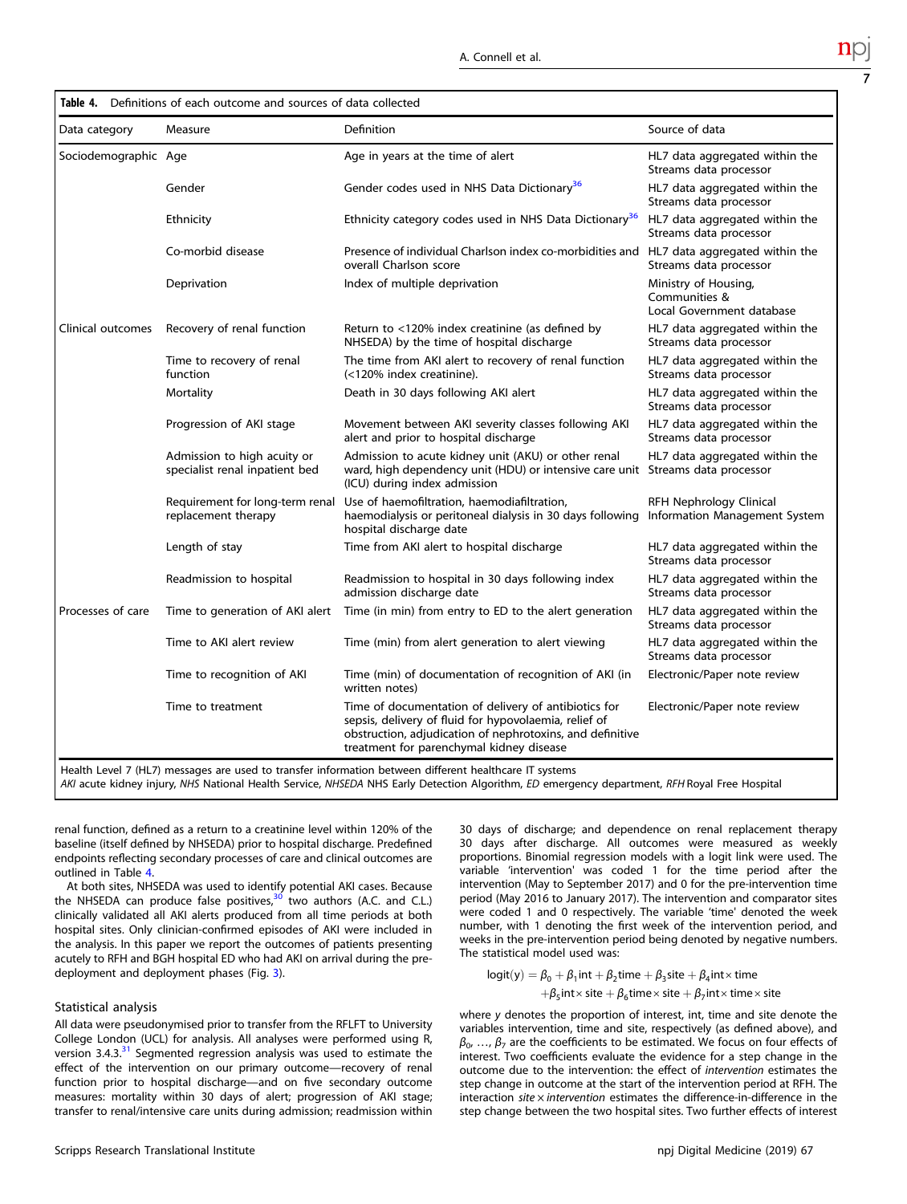**Table 4.** Definitions of each outcome and sources of data collected

| Data category | Measure | Definition | Source of data |
|---|---|---|---|
| Sociodemographic | Age | Age in years at the time of alert | HL7 data aggregated within the Streams data processor |
| | Gender | Gender codes used in NHS Data Dictionary[36] | HL7 data aggregated within the Streams data processor |
| | Ethnicity | Ethnicity category codes used in NHS Data Dictionary[36] | HL7 data aggregated within the Streams data processor |
| | Co-morbid disease | Presence of individual Charlson index co-morbidities and overall Charlson score | HL7 data aggregated within the Streams data processor |
| | Deprivation | Index of multiple deprivation | Ministry of Housing, Communities & Local Government database |
| Clinical outcomes | Recovery of renal function | Return to <120% index creatinine (as defined by NHSEDA) by the time of hospital discharge | HL7 data aggregated within the Streams data processor |
| | Time to recovery of renal function | The time from AKI alert to recovery of renal function (<120% index creatinine). | HL7 data aggregated within the Streams data processor |
| | Mortality | Death in 30 days following AKI alert | HL7 data aggregated within the Streams data processor |
| | Progression of AKI stage | Movement between AKI severity classes following AKI alert and prior to hospital discharge | HL7 data aggregated within the Streams data processor |
| | Admission to high acuity or specialist renal inpatient bed | Admission to acute kidney unit (AKU) or other renal ward, high dependency unit (HDU) or intensive care unit (ICU) during index admission | HL7 data aggregated within the Streams data processor |
| | Requirement for long-term renal replacement therapy | Use of haemofiltration, haemodiafiltration, haemodialysis or peritoneal dialysis in 30 days following hospital discharge date | RFH Nephrology Clinical Information Management System |
| | Length of stay | Time from AKI alert to hospital discharge | HL7 data aggregated within the Streams data processor |
| | Readmission to hospital | Readmission to hospital in 30 days following index admission discharge date | HL7 data aggregated within the Streams data processor |
| Processes of care | Time to generation of AKI alert | Time (in min) from entry to ED to the alert generation | HL7 data aggregated within the Streams data processor |
| | Time to AKI alert review | Time (min) from alert generation to alert viewing | HL7 data aggregated within the Streams data processor |
| | Time to recognition of AKI | Time (min) of documentation of recognition of AKI (in written notes) | Electronic/Paper note review |
| | Time to treatment | Time of documentation of delivery of antibiotics for sepsis, delivery of fluid for hypovolaemia, relief of obstruction, adjudication of nephrotoxins, and definitive treatment for parenchymal kidney disease | Electronic/Paper note review |

Health Level 7 (HL7) messages are used to transfer information between different healthcare IT systems
*AKI* acute kidney injury, *NHS* National Health Service, *NHSEDA* NHS Early Detection Algorithm, *ED* emergency department, *RFH* Royal Free Hospital

renal function, defined as a return to a creatinine level within 120% of the baseline (itself defined by NHSEDA) prior to hospital discharge. Predefined endpoints reflecting secondary processes of care and clinical outcomes are outlined in Table 4.

At both sites, NHSEDA was used to identify potential AKI cases. Because the NHSEDA can produce false positives,[30] two authors (A.C. and C.L.) clinically validated all AKI alerts produced from all time periods at both hospital sites. Only clinician-confirmed episodes of AKI were included in the analysis. In this paper we report the outcomes of patients presenting acutely to RFH and BGH hospital ED who had AKI on arrival during the pre-deployment and deployment phases (Fig. 3).

## Statistical analysis

All data were pseudonymised prior to transfer from the RFLFT to University College London (UCL) for analysis. All analyses were performed using R, version 3.4.3.[31] Segmented regression analysis was used to estimate the effect of the intervention on our primary outcome—recovery of renal function prior to hospital discharge—and on five secondary outcome measures: mortality within 30 days of alert; progression of AKI stage; transfer to renal/intensive care units during admission; readmission within 30 days of discharge; and dependence on renal replacement therapy 30 days after discharge. All outcomes were measured as weekly proportions. Binomial regression models with a logit link were used. The variable 'intervention' was coded 1 for the time period after the intervention (May to September 2017) and 0 for the pre-intervention time period (May 2016 to January 2017). The intervention and comparator sites were coded 1 and 0 respectively. The variable 'time' denoted the week number, with 1 denoting the first week of the intervention period, and weeks in the pre-intervention period being denoted by negative numbers. The statistical model used was:

$$\begin{aligned}\text{logit}(y) = \beta_0 + \beta_1\text{int} + \beta_2\text{time} + \beta_3\text{site} + \beta_4\text{int}\times\text{time}\\ +\beta_5\text{int}\times\text{site} + \beta_6\text{time}\times\text{site} + \beta_7\text{int}\times\text{time}\times\text{site}\end{aligned}$$

where $y$ denotes the proportion of interest, int, time and site denote the variables intervention, time and site, respectively (as defined above), and $\beta_0, \ldots, \beta_7$ are the coefficients to be estimated. We focus on four effects of interest. Two coefficients evaluate the evidence for a step change in the outcome due to the intervention: the effect of *intervention* estimates the step change in outcome at the start of the intervention period at RFH. The interaction *site* × *intervention* estimates the difference-in-difference in the step change between the two hospital sites. Two further effects of interest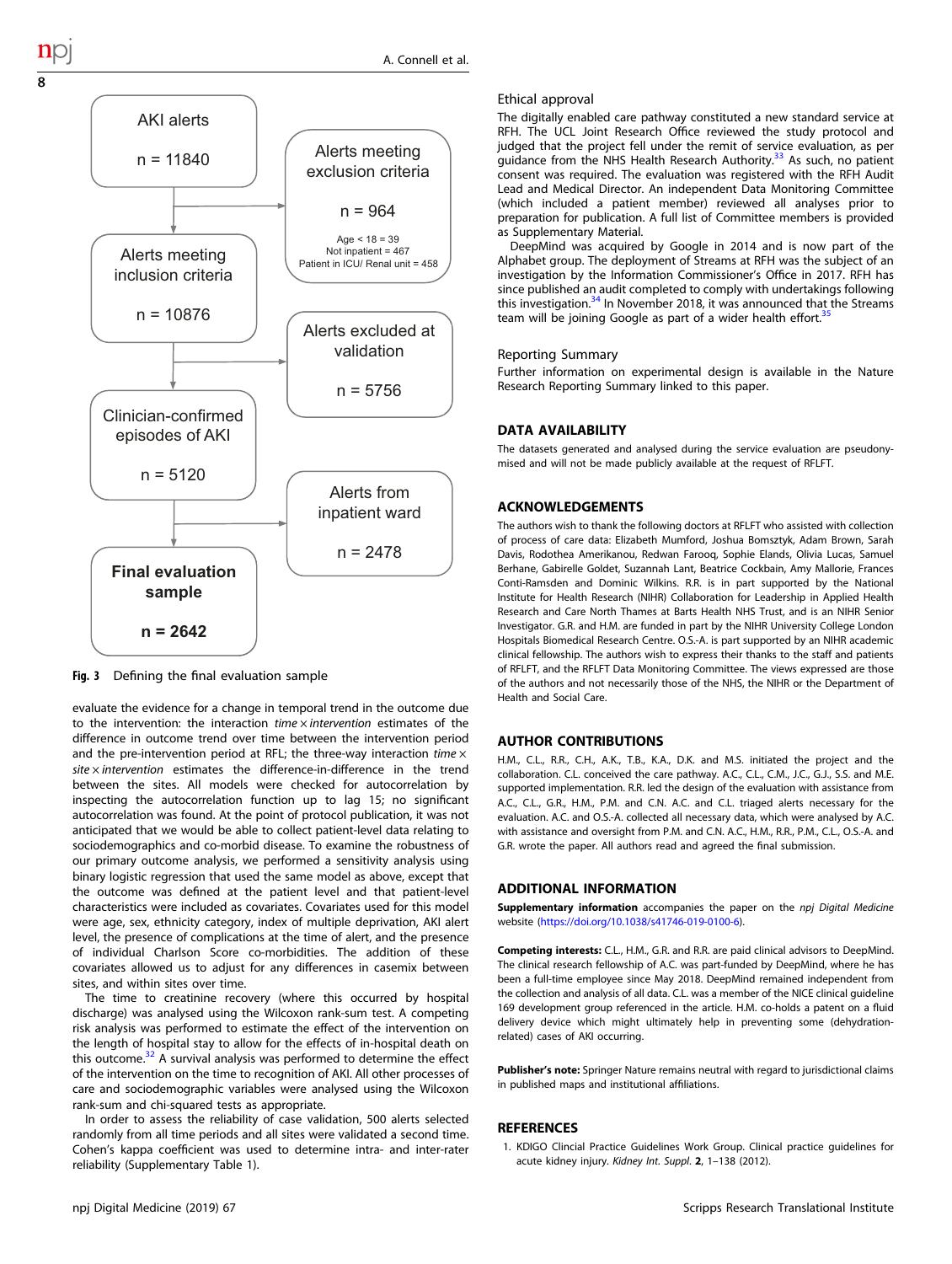AKI alerts

n = 11840

Alerts meeting exclusion criteria

n = 964

Age < 18 = 39
Not inpatient = 467
Patient in ICU/ Renal unit = 458

Alerts meeting inclusion criteria

n = 10876

Alerts excluded at validation

n = 5756

Clinician-confirmed episodes of AKI

n = 5120

Alerts from inpatient ward

n = 2478

**Final evaluation sample**

**n = 2642**

**Fig. 3** Defining the final evaluation sample

evaluate the evidence for a change in temporal trend in the outcome due to the intervention: the interaction *time* × *intervention* estimates of the difference in outcome trend over time between the intervention period and the pre-intervention period at RFL; the three-way interaction *time* × *site* × *intervention* estimates the difference-in-difference in the trend between the sites. All models were checked for autocorrelation by inspecting the autocorrelation function up to lag 15; no significant autocorrelation was found. At the point of protocol publication, it was not anticipated that we would be able to collect patient-level data relating to sociodemographics and co-morbid disease. To examine the robustness of our primary outcome analysis, we performed a sensitivity analysis using binary logistic regression that used the same model as above, except that the outcome was defined at the patient level and that patient-level characteristics were included as covariates. Covariates used for this model were age, sex, ethnicity category, index of multiple deprivation, AKI alert level, the presence of complications at the time of alert, and the presence of individual Charlson Score co-morbidities. The addition of these covariates allowed us to adjust for any differences in casemix between sites, and within sites over time.

The time to creatinine recovery (where this occurred by hospital discharge) was analysed using the Wilcoxon rank-sum test. A competing risk analysis was performed to estimate the effect of the intervention on the length of hospital stay to allow for the effects of in-hospital death on this outcome.[32] A survival analysis was performed to determine the effect of the intervention on the time to recognition of AKI. All other processes of care and sociodemographic variables were analysed using the Wilcoxon rank-sum and chi-squared tests as appropriate.

In order to assess the reliability of case validation, 500 alerts selected randomly from all time periods and all sites were validated a second time. Cohen's kappa coefficient was used to determine intra- and inter-rater reliability (Supplementary Table 1).

## Ethical approval

The digitally enabled care pathway constituted a new standard service at RFH. The UCL Joint Research Office reviewed the study protocol and judged that the project fell under the remit of service evaluation, as per guidance from the NHS Health Research Authority.[33] As such, no patient consent was required. The evaluation was registered with the RFH Audit Lead and Medical Director. An independent Data Monitoring Committee (which included a patient member) reviewed all analyses prior to preparation for publication. A full list of Committee members is provided as Supplementary Material.

DeepMind was acquired by Google in 2014 and is now part of the Alphabet group. The deployment of Streams at RFH was the subject of an investigation by the Information Commissioner's Office in 2017. RFH has since published an audit completed to comply with undertakings following this investigation.[34] In November 2018, it was announced that the Streams team will be joining Google as part of a wider health effort.[35]

## Reporting Summary

Further information on experimental design is available in the Nature Research Reporting Summary linked to this paper.

## DATA AVAILABILITY

The datasets generated and analysed during the service evaluation are pseudonymised and will not be made publicly available at the request of RFLFT.

## ACKNOWLEDGEMENTS

The authors wish to thank the following doctors at RFLFT who assisted with collection of process of care data: Elizabeth Mumford, Joshua Bomsztyk, Adam Brown, Sarah Davis, Rodothea Amerikanou, Redwan Farooq, Sophie Elands, Olivia Lucas, Samuel Berhane, Gabirelle Goldet, Suzannah Lant, Beatrice Cockbain, Amy Mallorie, Frances Conti-Ramsden and Dominic Wilkins. R.R. is in part supported by the National Institute for Health Research (NIHR) Collaboration for Leadership in Applied Health Research and Care North Thames at Barts Health NHS Trust, and is an NIHR Senior Investigator. G.R. and H.M. are funded in part by the NIHR University College London Hospitals Biomedical Research Centre. O.S.-A. is part supported by an NIHR academic clinical fellowship. The authors wish to express their thanks to the staff and patients of RFLFT, and the RFLFT Data Monitoring Committee. The views expressed are those of the authors and not necessarily those of the NHS, the NIHR or the Department of Health and Social Care.

## AUTHOR CONTRIBUTIONS

H.M., C.L., R.R., C.H., A.K., T.B., K.A., D.K. and M.S. initiated the project and the collaboration. C.L. conceived the care pathway. A.C., C.L., C.M., J.C., G.J., S.S. and M.E. supported implementation. R.R. led the design of the evaluation with assistance from A.C., C.L., G.R., H.M., P.M. and C.N. A.C. and C.L. triaged alerts necessary for the evaluation. A.C. and O.S.-A. collected all necessary data, which were analysed by A.C. with assistance and oversight from P.M. and C.N. A.C., H.M., R.R., P.M., C.L., O.S.-A. and G.R. wrote the paper. All authors read and agreed the final submission.

## ADDITIONAL INFORMATION

**Supplementary information** accompanies the paper on the *npj Digital Medicine* website (https://doi.org/10.1038/s41746-019-0100-6).

**Competing interests:** C.L., H.M., G.R. and R.R. are paid clinical advisors to DeepMind. The clinical research fellowship of A.C. was part-funded by DeepMind, where he has been a full-time employee since May 2018. DeepMind remained independent from the collection and analysis of all data. C.L. was a member of the NICE clinical guideline 169 development group referenced in the article. H.M. co-holds a patent on a fluid delivery device which might ultimately help in preventing some (dehydration-related) cases of AKI occurring.

**Publisher's note:** Springer Nature remains neutral with regard to jurisdictional claims in published maps and institutional affiliations.

## REFERENCES

1. KDIGO Clincial Practice Guidelines Work Group. Clinical practice guidelines for acute kidney injury. *Kidney Int. Suppl.* **2**, 1–138 (2012).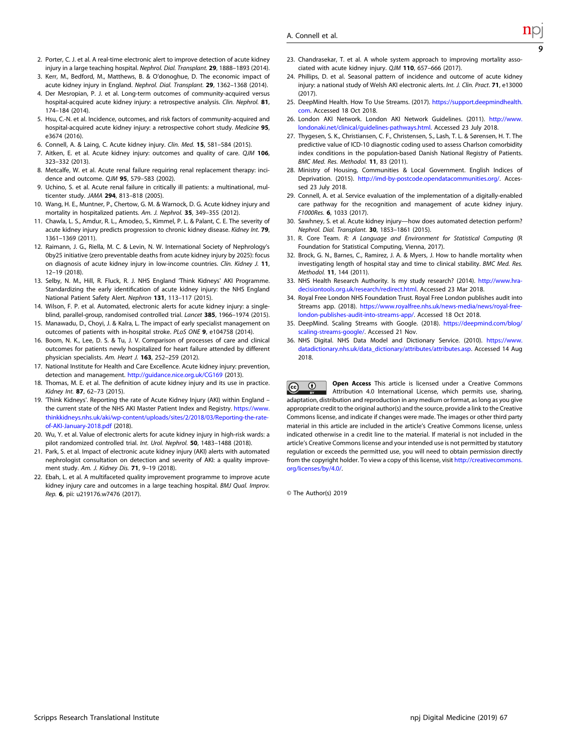2. Porter, C. J. et al. A real-time electronic alert to improve detection of acute kidney injury in a large teaching hospital. *Nephrol. Dial. Transplant.* **29**, 1888–1893 (2014).
3. Kerr, M., Bedford, M., Matthews, B. & O'donoghue, D. The economic impact of acute kidney injury in England. *Nephrol. Dial. Transplant.* **29**, 1362–1368 (2014).
4. Der Mesropian, P. J. et al. Long-term outcomes of community-acquired versus hospital-acquired acute kidney injury: a retrospective analysis. *Clin. Nephrol.* **81**, 174–184 (2014).
5. Hsu, C.-N. et al. Incidence, outcomes, and risk factors of community-acquired and hospital-acquired acute kidney injury: a retrospective cohort study. *Medicine* **95**, e3674 (2016).
6. Connell, A. & Laing, C. Acute kidney injury. *Clin. Med.* **15**, 581–584 (2015).
7. Aitken, E. et al. Acute kidney injury: outcomes and quality of care. *QJM* **106**, 323–332 (2013).
8. Metcalfe, W. et al. Acute renal failure requiring renal replacement therapy: incidence and outcome. *QJM* **95**, 579–583 (2002).
9. Uchino, S. et al. Acute renal failure in critically ill patients: a multinational, multicenter study. *JAMA* **294**, 813–818 (2005).
10. Wang, H. E., Muntner, P., Chertow, G. M. & Warnock, D. G. Acute kidney injury and mortality in hospitalized patients. *Am. J. Nephrol.* **35**, 349–355 (2012).
11. Chawla, L. S., Amdur, R. L., Amodeo, S., Kimmel, P. L. & Palant, C. E. The severity of acute kidney injury predicts progression to chronic kidney disease. *Kidney Int.* **79**, 1361–1369 (2011).
12. Raimann, J. G., Riella, M. C. & Levin, N. W. International Society of Nephrology's 0by25 initiative (zero preventable deaths from acute kidney injury by 2025): focus on diagnosis of acute kidney injury in low-income countries. *Clin. Kidney J.* **11**, 12–19 (2018).
13. Selby, N. M., Hill, R. Fluck, R. J. NHS England 'Think Kidneys' AKI Programme. Standardizing the early identification of acute kidney injury: the NHS England National Patient Safety Alert. *Nephron* **131**, 113–117 (2015).
14. Wilson, F. P. et al. Automated, electronic alerts for acute kidney injury: a single-blind, parallel-group, randomised controlled trial. *Lancet* **385**, 1966–1974 (2015).
15. Manawadu, D., Choyi, J. & Kalra, L. The impact of early specialist management on outcomes of patients with in-hospital stroke. *PLoS ONE* **9**, e104758 (2014).
16. Boom, N. K., Lee, D. S. & Tu, J. V. Comparison of processes of care and clinical outcomes for patients newly hospitalized for heart failure attended by different physician specialists. *Am. Heart J.* **163**, 252–259 (2012).
17. National Institute for Health and Care Excellence. Acute kidney injury: prevention, detection and management. http://guidance.nice.org.uk/CG169 (2013).
18. Thomas, M. E. et al. The definition of acute kidney injury and its use in practice. *Kidney Int.* **87**, 62–73 (2015).
19. 'Think Kidneys'. Reporting the rate of Acute Kidney Injury (AKI) within England – the current state of the NHS AKI Master Patient Index and Registry. https://www.thinkkidneys.nhs.uk/aki/wp-content/uploads/sites/2/2018/03/Reporting-the-rate-of-AKI-January-2018.pdf (2018).
20. Wu, Y. et al. Value of electronic alerts for acute kidney injury in high-risk wards: a pilot randomized controlled trial. *Int. Urol. Nephrol.* **50**, 1483–1488 (2018).
21. Park, S. et al. Impact of electronic acute kidney injury (AKI) alerts with automated nephrologist consultation on detection and severity of AKI: a quality improvement study. *Am. J. Kidney Dis.* **71**, 9–19 (2018).
22. Ebah, L. et al. A multifaceted quality improvement programme to improve acute kidney injury care and outcomes in a large teaching hospital. *BMJ Qual. Improv. Rep.* **6**, pii: u219176.w7476 (2017).
23. Chandrasekar, T. et al. A whole system approach to improving mortality associated with acute kidney injury. *QJM* **110**, 657–666 (2017).
24. Phillips, D. et al. Seasonal pattern of incidence and outcome of acute kidney injury: a national study of Welsh AKI electronic alerts. *Int. J. Clin. Pract.* **71**, e13000 (2017).
25. DeepMind Health. How To Use Streams. (2017). https://support.deepmindhealth.com. Accessed 18 Oct 2018.
26. London AKI Network. London AKI Network Guidelines. (2011). http://www.londonaki.net/clinical/guidelines-pathways.html. Accessed 23 July 2018.
27. Thygesen, S. K., Christiansen, C. F., Christensen, S., Lash, T. L. & Sørensen, H. T. The predictive value of ICD-10 diagnostic coding used to assess Charlson comorbidity index conditions in the population-based Danish National Registry of Patients. *BMC Med. Res. Methodol.* **11**, 83 (2011).
28. Ministry of Housing, Communities & Local Government. English Indices of Deprivation. (2015). http://imd-by-postcode.opendatacommunities.org/. Accessed 23 July 2018.
29. Connell, A. et al. Service evaluation of the implementation of a digitally-enabled care pathway for the recognition and management of acute kidney injury. *F1000Res.* **6**, 1033 (2017).
30. Sawhney, S. et al. Acute kidney injury—how does automated detection perform? *Nephrol. Dial. Transplant.* **30**, 1853–1861 (2015).
31. R. Core Team. *R: A Language and Environment for Statistical Computing* (R Foundation for Statistical Computing, Vienna, 2017).
32. Brock, G. N., Barnes, C., Ramirez, J. A. & Myers, J. How to handle mortality when investigating length of hospital stay and time to clinical stability. *BMC Med. Res. Methodol.* **11**, 144 (2011).
33. NHS Health Research Authority. Is my study research? (2014). http://www.hra-decisiontools.org.uk/research/redirect.html. Accessed 23 Mar 2018.
34. Royal Free London NHS Foundation Trust. Royal Free London publishes audit into Streams app. (2018). https://www.royalfree.nhs.uk/news-media/news/royal-free-london-publishes-audit-into-streams-app/. Accessed 18 Oct 2018.
35. DeepMind. Scaling Streams with Google. (2018). https://deepmind.com/blog/scaling-streams-google/. Accessed 21 Nov.
36. NHS Digital. NHS Data Model and Dictionary Service. (2010). https://www.datadictionary.nhs.uk/data_dictionary/attributes/attributes.asp. Accessed 14 Aug 2018.

**Open Access** This article is licensed under a Creative Commons Attribution 4.0 International License, which permits use, sharing, adaptation, distribution and reproduction in any medium or format, as long as you give appropriate credit to the original author(s) and the source, provide a link to the Creative Commons license, and indicate if changes were made. The images or other third party material in this article are included in the article's Creative Commons license, unless indicated otherwise in a credit line to the material. If material is not included in the article's Creative Commons license and your intended use is not permitted by statutory regulation or exceeds the permitted use, you will need to obtain permission directly from the copyright holder. To view a copy of this license, visit http://creativecommons.org/licenses/by/4.0/.

© The Author(s) 2019